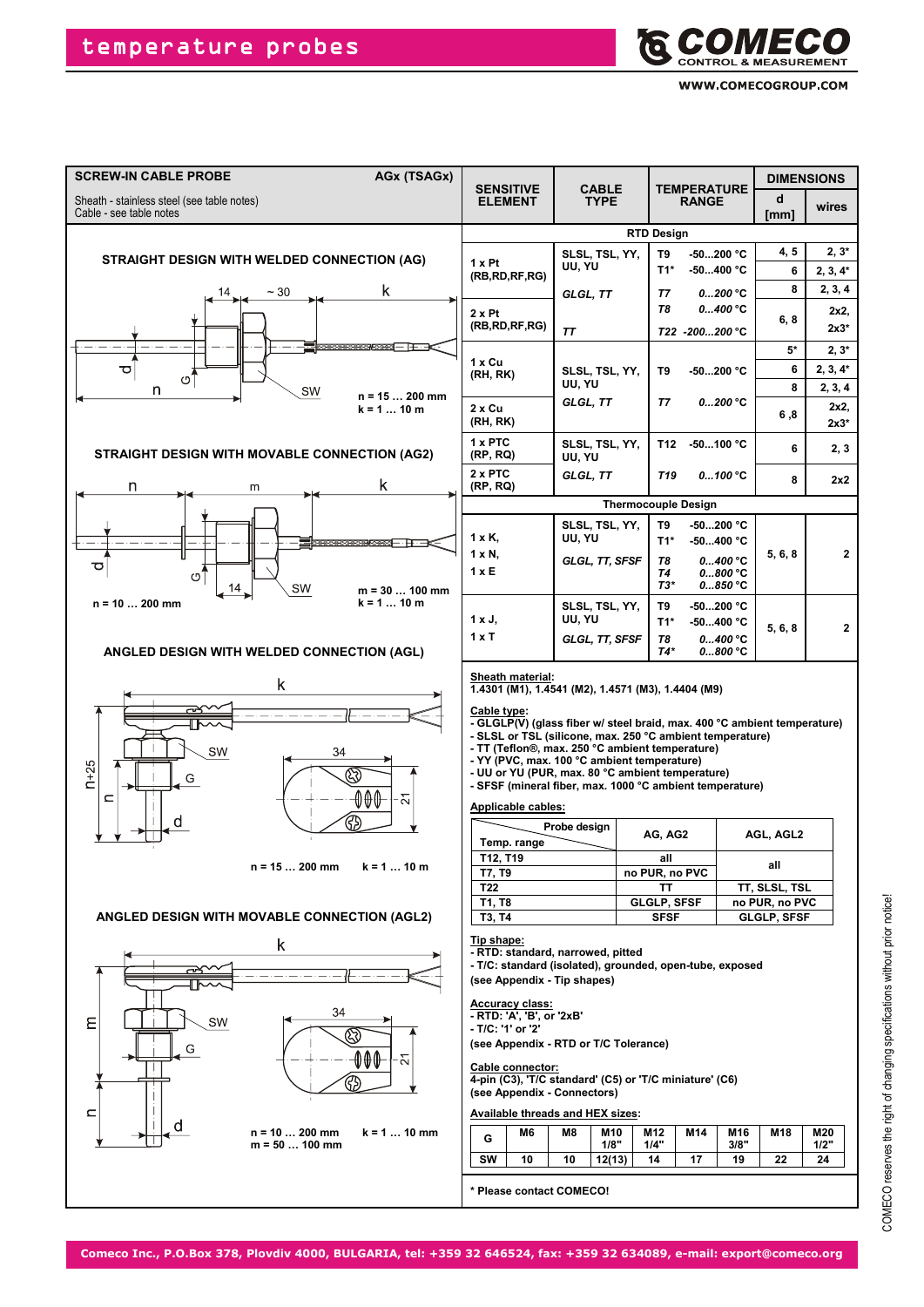# temperature probes

COMECO CONTROL & MEASUREMENT

WWW.COMECOGROUP.COM

## SCREW-IN CABLE PROBE — AGx (TSAGx)

Sheath - stainless steel (see table notes)
Cable - see table notes

### STRAIGHT DESIGN WITH WELDED CONNECTION (AG)

14, ~ 30, k, d, G, n, SW

n = 15 … 200 mm
k = 1 … 10 m

### STRAIGHT DESIGN WITH MOVABLE CONNECTION (AG2)

n, m, k, d, G, 14, SW

n = 10 … 200 mm
m = 30 … 100 mm
k = 1 … 10 m

### ANGLED DESIGN WITH WELDED CONNECTION (AGL)

k, SW, 34, G, n+25, n, d, 21

n = 15 … 200 mm  k = 1 … 10 m

### ANGLED DESIGN WITH MOVABLE CONNECTION (AGL2)

k, SW, 34, G, m, n, d, 21

n = 10 … 200 mm  k = 1 … 10 mm
m = 50 … 100 mm

| SENSITIVE ELEMENT | CABLE TYPE | TEMPERATURE RANGE | DIMENSIONS d [mm] | DIMENSIONS wires |
|---|---|---|---|---|
| **RTD Design** | | | | |
| 1 x Pt (RB,RD,RF,RG) | SLSL, TSL, YY, UU, YU | T9 -50...200 °C | 4, 5 | 2, 3* |
| | | T1* -50...400 °C | 6 | 2, 3, 4* |
| | *GLGL, TT* | *T7 0...200 °C* | 8 | 2, 3, 4 |
| 2 x Pt (RB,RD,RF,RG) | | *T8 0...400 °C* | 6, 8 | 2x2, 2x3* |
| | *TT* | *T22 -200...200 °C* | | |
| 1 x Cu (RH, RK) | SLSL, TSL, YY, UU, YU | T9 -50...200 °C | 5* | 2, 3* |
| | | | 6 | 2, 3, 4* |
| | | | 8 | 2, 3, 4 |
| 2 x Cu (RH, RK) | *GLGL, TT* | *T7 0...200 °C* | 6 ,8 | 2x2, 2x3* |
| 1 x PTC (RP, RQ) | SLSL, TSL, YY, UU, YU | T12 -50...100 °C | 6 | 2, 3 |
| 2 x PTC (RP, RQ) | *GLGL, TT* | *T19 0...100 °C* | 8 | 2x2 |
| **Thermocouple Design** | | | | |
| 1 x K, 1 x N, 1 x E | SLSL, TSL, YY, UU, YU | T9 -50...200 °C; T1* -50...400 °C | 5, 6, 8 | 2 |
| | *GLGL, TT, SFSF* | *T8 0...400 °C; T4 0...800 °C; T3* 0...850 °C* | | |
| 1 x J, 1 x T | SLSL, TSL, YY, UU, YU | T9 -50...200 °C; T1* -50...400 °C | 5, 6, 8 | 2 |
| | *GLGL, TT, SFSF* | *T8 0...400 °C; T4* 0...800 °C* | | |

**Sheath material:**
1.4301 (M1), 1.4541 (M2), 1.4571 (M3), 1.4404 (M9)

**Cable type:**
- GLGLP(V) (glass fiber w/ steel braid, max. 400 °C ambient temperature)
- SLSL or TSL (silicone, max. 250 °C ambient temperature)
- TT (Teflon®, max. 250 °C ambient temperature)
- YY (PVC, max. 100 °C ambient temperature)
- UU or YU (PUR, max. 80 °C ambient temperature)
- SFSF (mineral fiber, max. 1000 °C ambient temperature)

**Applicable cables:**

| Probe design / Temp. range | AG, AG2 | AGL, AGL2 |
|---|---|---|
| T12, T19 | all | all |
| T7, T9 | no PUR, no PVC | all |
| T22 | TT | TT, SLSL, TSL |
| T1, T8 | GLGLP, SFSF | no PUR, no PVC |
| T3, T4 | SFSF | GLGLP, SFSF |

**Tip shape:**
- RTD: standard, narrowed, pitted
- T/C: standard (isolated), grounded, open-tube, exposed
(see Appendix - Tip shapes)

**Accuracy class:**
- RTD: 'A', 'B', or '2xB'
- T/C: '1' or '2'
(see Appendix - RTD or T/C Tolerance)

**Cable connector:**
4-pin (C3), 'T/C standard' (C5) or 'T/C miniature' (C6)
(see Appendix - Connectors)

**Available threads and HEX sizes:**

| G | M6 | M8 | M10 1/8" | M12 1/4" | M14 | M16 3/8" | M18 | M20 1/2" |
|---|---|---|---|---|---|---|---|---|
| SW | 10 | 10 | 12(13) | 14 | 17 | 19 | 22 | 24 |

**\* Please contact COMECO!**

COMECO reserves the right of changing specifications without prior notice!

Comeco Inc., P.O.Box 378, Plovdiv 4000, BULGARIA, tel: +359 32 646524, fax: +359 32 634089, e-mail: export@comeco.org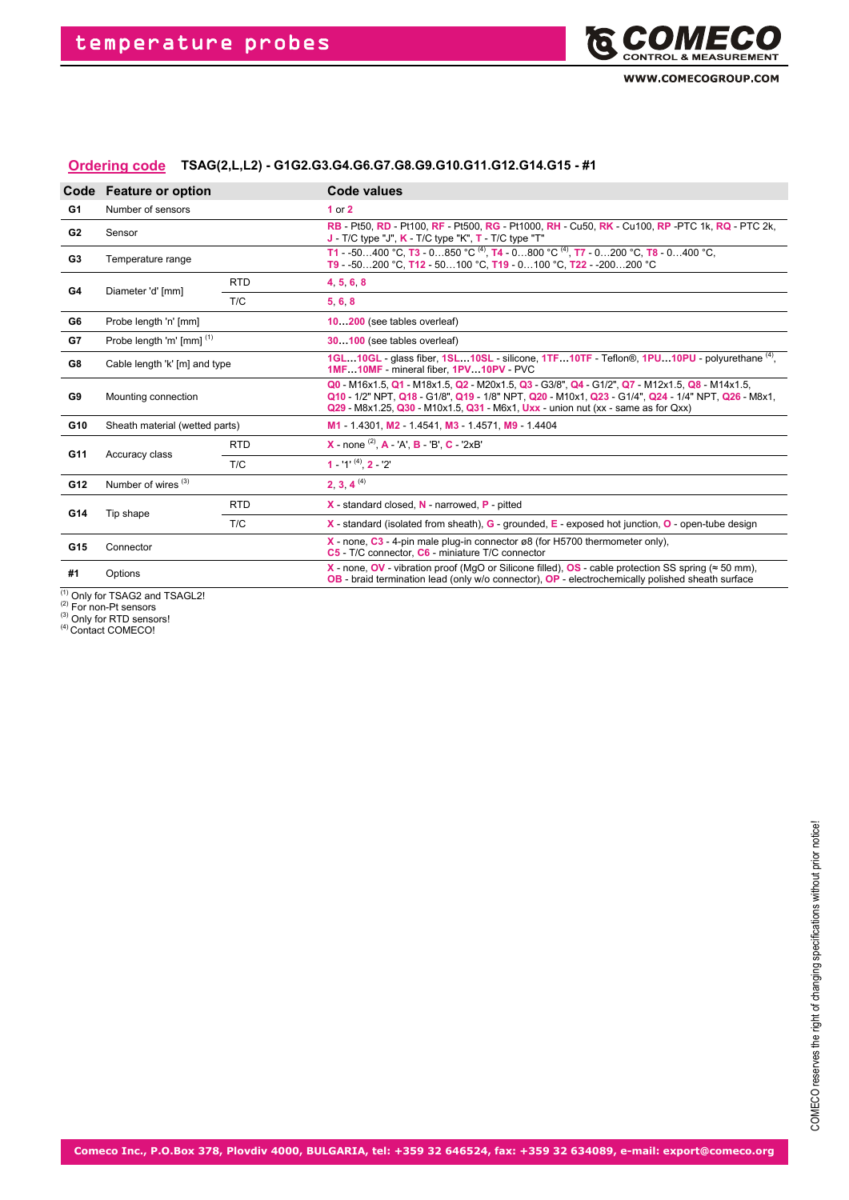## Ordering code   TSAG(2,L,L2) - G1G2.G3.G4.G6.G7.G8.G9.G10.G11.G12.G14.G15 - #1

| Code | Feature or option | | Code values |
|---|---|---|---|
| G1 | Number of sensors | | 1 or 2 |
| G2 | Sensor | | RB - Pt50, RD - Pt100, RF - Pt500, RG - Pt1000, RH - Cu50, RK - Cu100, RP -PTC 1k, RQ - PTC 2k, J - T/C type "J", K - T/C type "K", T - T/C type "T" |
| G3 | Temperature range | | T1 - -50…400 °C, T3 - 0…850 °C [4], T4 - 0…800 °C [4], T7 - 0…200 °C, T8 - 0…400 °C, T9 - -50…200 °C, T12 - 50…100 °C, T19 - 0…100 °C, T22 - -200…200 °C |
| G4 | Diameter 'd' [mm] | RTD | 4, 5, 6, 8 |
| | | T/C | 5, 6, 8 |
| G6 | Probe length 'n' [mm] | | 10…200 (see tables overleaf) |
| G7 | Probe length 'm' [mm] [1] | | 30…100 (see tables overleaf) |
| G8 | Cable length 'k' [m] and type | | 1GL…10GL - glass fiber, 1SL…10SL - silicone, 1TF…10TF - Teflon®, 1PU…10PU - polyurethane [4], 1MF…10MF - mineral fiber, 1PV…10PV - PVC |
| G9 | Mounting connection | | Q0 - M16x1.5, Q1 - M18x1.5, Q2 - M20x1.5, Q3 - G3/8", Q4 - G1/2", Q7 - M12x1.5, Q8 - M14x1.5, Q10 - 1/2" NPT, Q18 - G1/8", Q19 - 1/8" NPT, Q20 - M10x1, Q23 - G1/4", Q24 - 1/4" NPT, Q26 - M8x1, Q29 - M8x1.25, Q30 - M10x1.5, Q31 - M6x1, Uxx - union nut (xx - same as for Qxx) |
| G10 | Sheath material (wetted parts) | | M1 - 1.4301, M2 - 1.4541, M3 - 1.4571, M9 - 1.4404 |
| G11 | Accuracy class | RTD | X - none [2], A - 'A', B - 'B', C - '2xB' |
| | | T/C | 1 - '1' [4], 2 - '2' |
| G12 | Number of wires [3] | | 2, 3, 4 [4] |
| G14 | Tip shape | RTD | X - standard closed, N - narrowed, P - pitted |
| | | T/C | X - standard (isolated from sheath), G - grounded, E - exposed hot junction, O - open-tube design |
| G15 | Connector | | X - none, C3 - 4-pin male plug-in connector ø8 (for H5700 thermometer only), C5 - T/C connector, C6 - miniature T/C connector |
| #1 | Options | | X - none, OV - vibration proof (MgO or Silicone filled), OS - cable protection SS spring (≈ 50 mm), OB - braid termination lead (only w/o connector), OP - electrochemically polished sheath surface |

[1] Only for TSAG2 and TSAGL2!
[2] For non-Pt sensors
[3] Only for RTD sensors!
[4] Contact COMECO!

COMECO reserves the right of changing specifications without prior notice!

Comeco Inc., P.O.Box 378, Plovdiv 4000, BULGARIA, tel: +359 32 646524, fax: +359 32 634089, e-mail: export@comeco.org